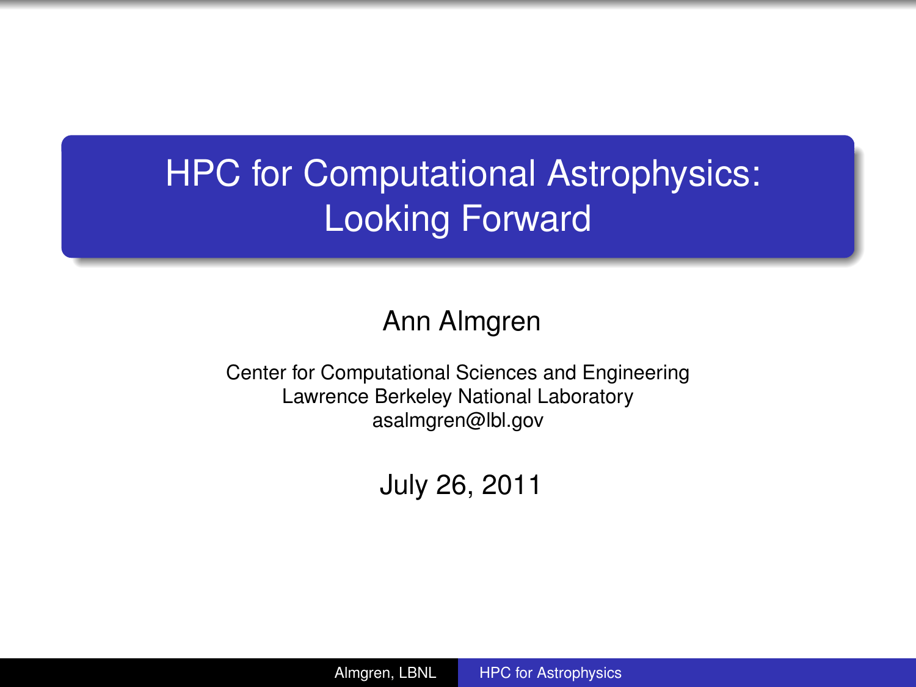# HPC for Computational Astrophysics: Looking Forward

Ann Almgren

Center for Computational Sciences and Engineering
Lawrence Berkeley National Laboratory
asalmgren@lbl.gov

July 26, 2011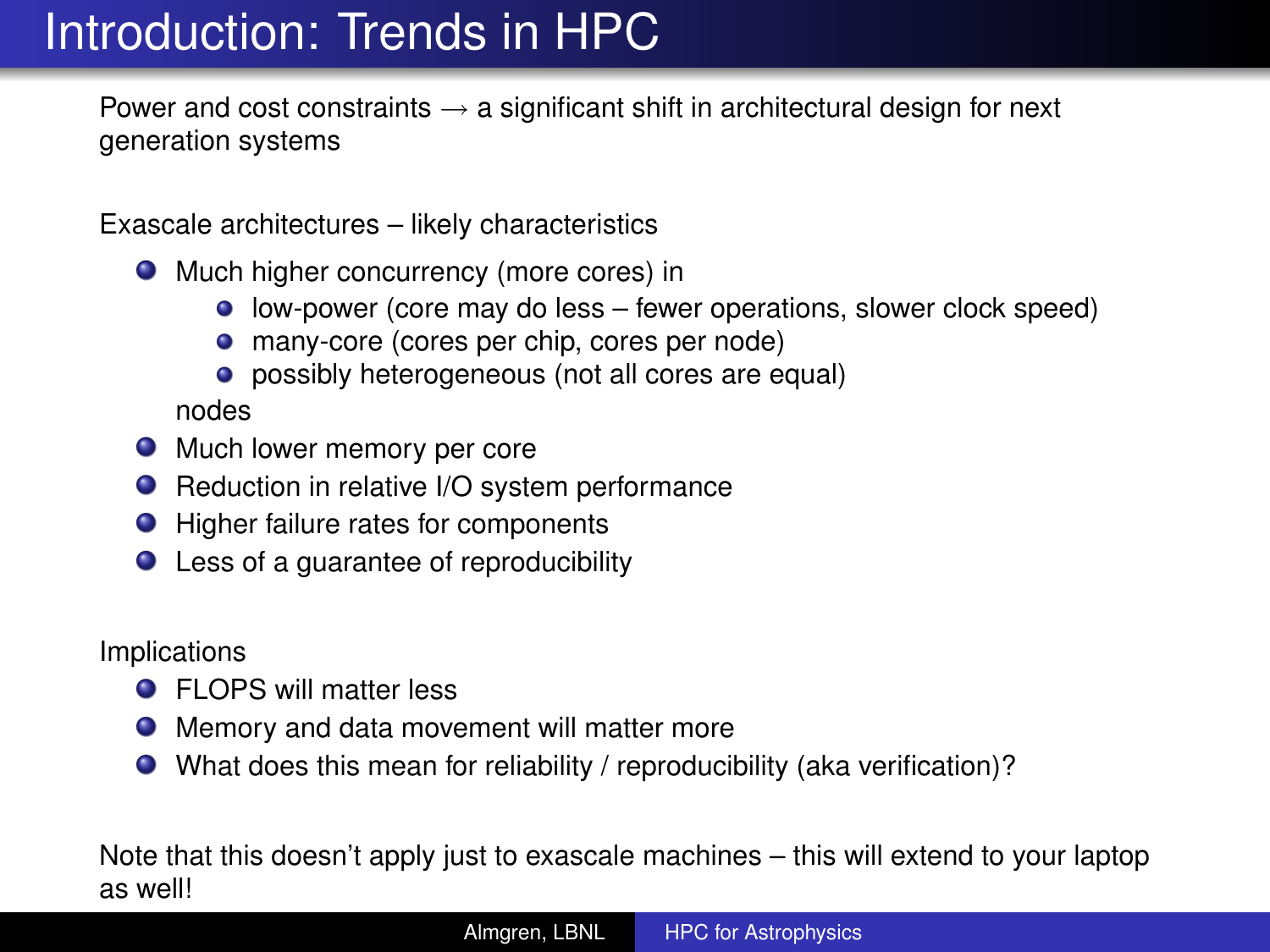# Introduction: Trends in HPC

Power and cost constraints → a significant shift in architectural design for next generation systems

Exascale architectures – likely characteristics

- Much higher concurrency (more cores) in
  - low-power (core may do less – fewer operations, slower clock speed)
  - many-core (cores per chip, cores per node)
  - possibly heterogeneous (not all cores are equal)

  nodes
- Much lower memory per core
- Reduction in relative I/O system performance
- Higher failure rates for components
- Less of a guarantee of reproducibility

Implications

- FLOPS will matter less
- Memory and data movement will matter more
- What does this mean for reliability / reproducibility (aka verification)?

Note that this doesn't apply just to exascale machines – this will extend to your laptop as well!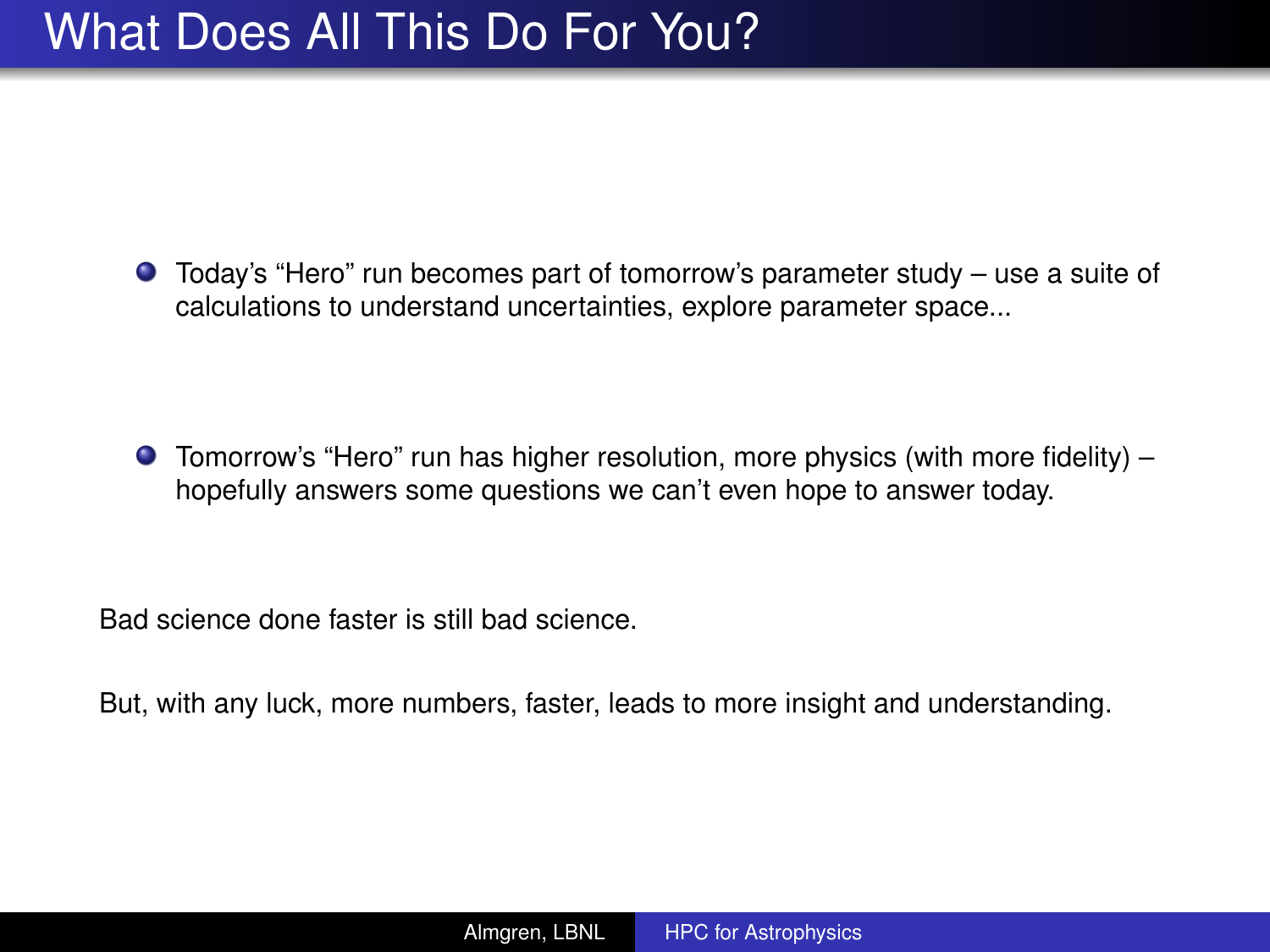# What Does All This Do For You?

- Today's "Hero" run becomes part of tomorrow's parameter study – use a suite of calculations to understand uncertainties, explore parameter space...

- Tomorrow's "Hero" run has higher resolution, more physics (with more fidelity) – hopefully answers some questions we can't even hope to answer today.

Bad science done faster is still bad science.

But, with any luck, more numbers, faster, leads to more insight and understanding.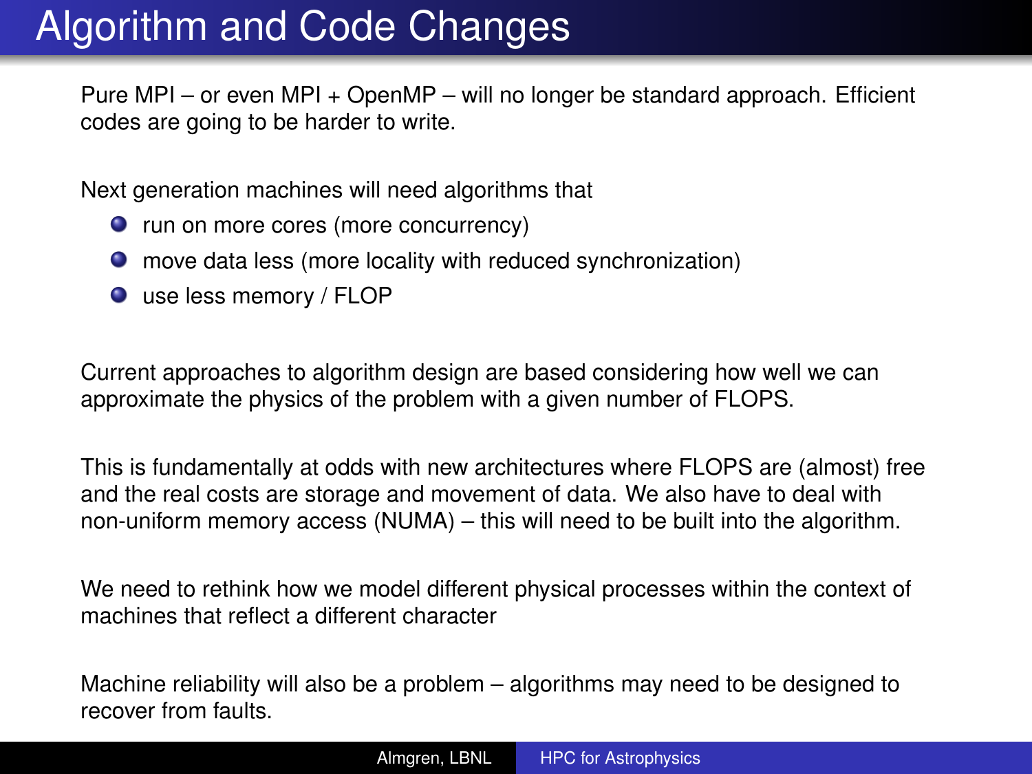# Algorithm and Code Changes

Pure MPI – or even MPI + OpenMP – will no longer be standard approach. Efficient codes are going to be harder to write.

Next generation machines will need algorithms that

- run on more cores (more concurrency)
- move data less (more locality with reduced synchronization)
- use less memory / FLOP

Current approaches to algorithm design are based considering how well we can approximate the physics of the problem with a given number of FLOPS.

This is fundamentally at odds with new architectures where FLOPS are (almost) free and the real costs are storage and movement of data. We also have to deal with non-uniform memory access (NUMA) – this will need to be built into the algorithm.

We need to rethink how we model different physical processes within the context of machines that reflect a different character

Machine reliability will also be a problem – algorithms may need to be designed to recover from faults.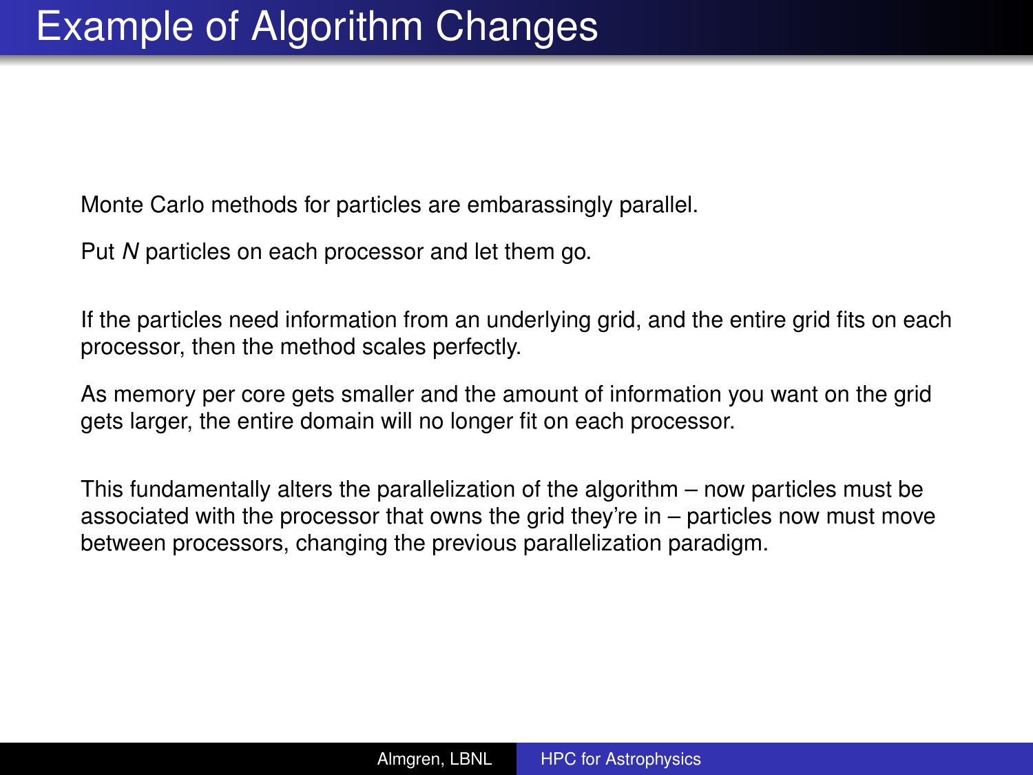# Example of Algorithm Changes

Monte Carlo methods for particles are embarassingly parallel.

Put $N$ particles on each processor and let them go.

If the particles need information from an underlying grid, and the entire grid fits on each processor, then the method scales perfectly.

As memory per core gets smaller and the amount of information you want on the grid gets larger, the entire domain will no longer fit on each processor.

This fundamentally alters the parallelization of the algorithm – now particles must be associated with the processor that owns the grid they're in – particles now must move between processors, changing the previous parallelization paradigm.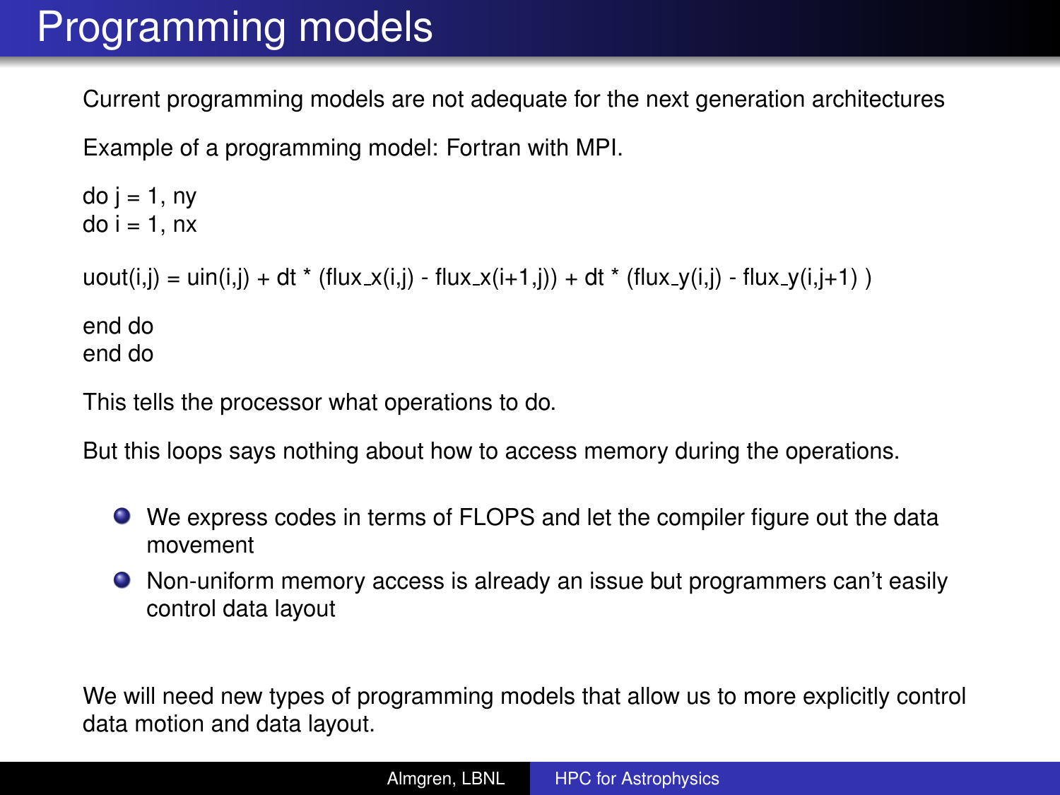# Programming models

Current programming models are not adequate for the next generation architectures

Example of a programming model: Fortran with MPI.

```
do j = 1, ny
do i = 1, nx

uout(i,j) = uin(i,j) + dt * (flux_x(i,j) - flux_x(i+1,j)) + dt * (flux_y(i,j) - flux_y(i,j+1) )

end do
end do
```

This tells the processor what operations to do.

But this loops says nothing about how to access memory during the operations.

- We express codes in terms of FLOPS and let the compiler figure out the data movement
- Non-uniform memory access is already an issue but programmers can't easily control data layout

We will need new types of programming models that allow us to more explicitly control data motion and data layout.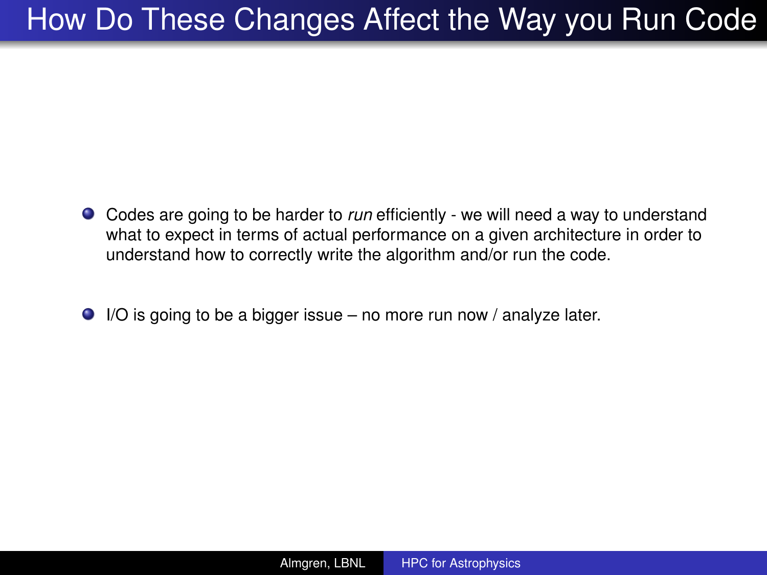# How Do These Changes Affect the Way you Run Code

- Codes are going to be harder to *run* efficiently - we will need a way to understand what to expect in terms of actual performance on a given architecture in order to understand how to correctly write the algorithm and/or run the code.
- I/O is going to be a bigger issue – no more run now / analyze later.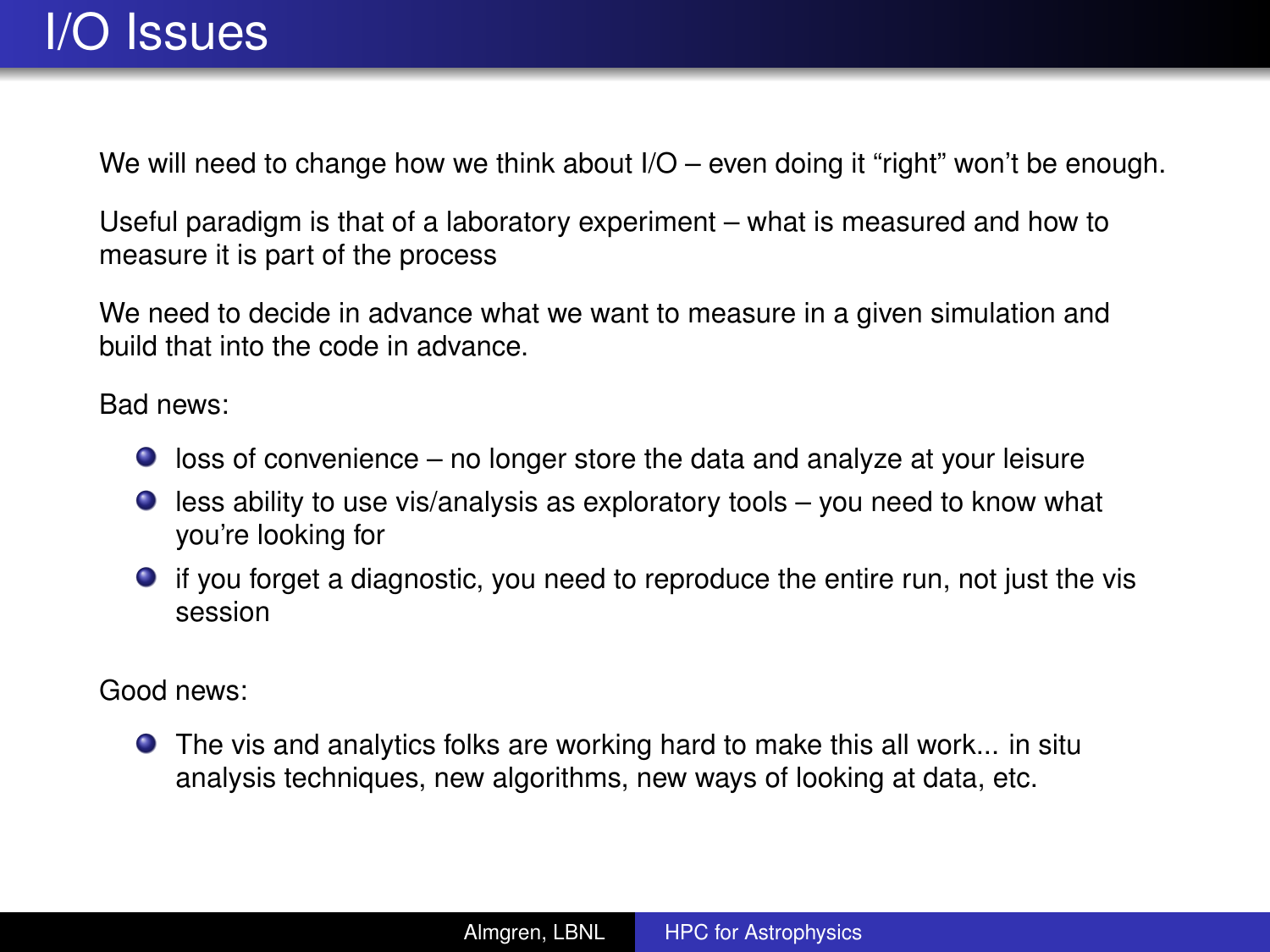# I/O Issues

We will need to change how we think about I/O – even doing it “right” won’t be enough.

Useful paradigm is that of a laboratory experiment – what is measured and how to measure it is part of the process

We need to decide in advance what we want to measure in a given simulation and build that into the code in advance.

Bad news:

- loss of convenience – no longer store the data and analyze at your leisure
- less ability to use vis/analysis as exploratory tools – you need to know what you’re looking for
- if you forget a diagnostic, you need to reproduce the entire run, not just the vis session

Good news:

- The vis and analytics folks are working hard to make this all work... in situ analysis techniques, new algorithms, new ways of looking at data, etc.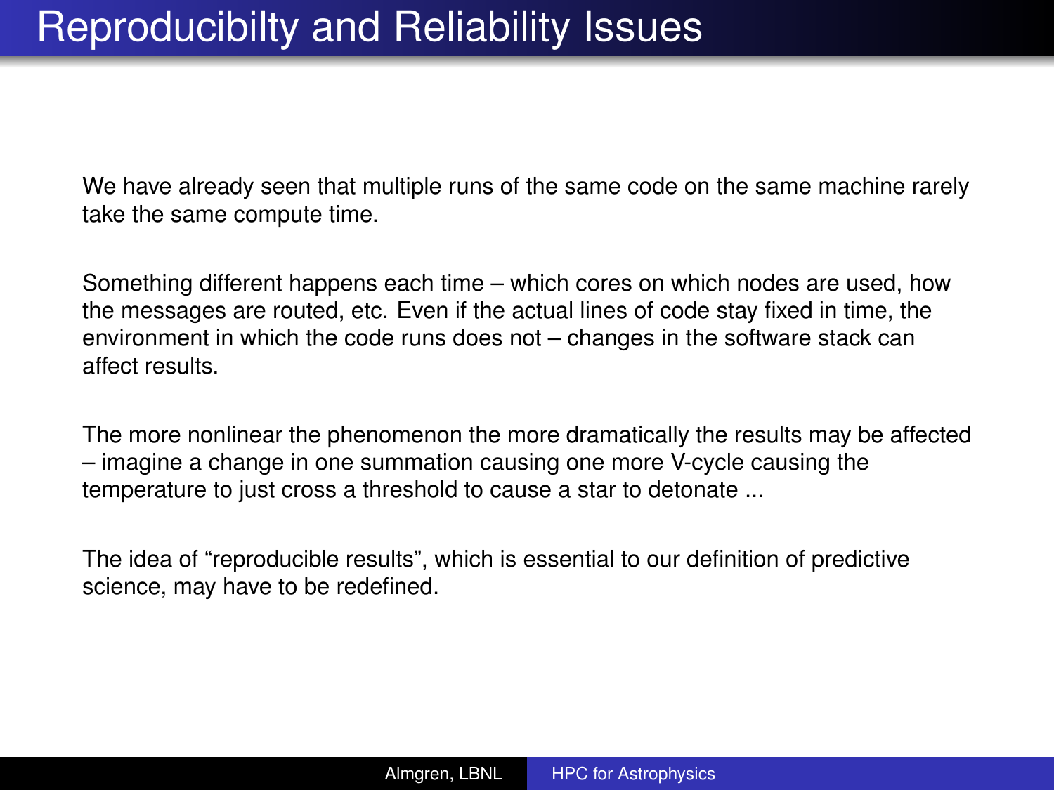# Reproducibilty and Reliability Issues

We have already seen that multiple runs of the same code on the same machine rarely take the same compute time.

Something different happens each time – which cores on which nodes are used, how the messages are routed, etc. Even if the actual lines of code stay fixed in time, the environment in which the code runs does not – changes in the software stack can affect results.

The more nonlinear the phenomenon the more dramatically the results may be affected – imagine a change in one summation causing one more V-cycle causing the temperature to just cross a threshold to cause a star to detonate ...

The idea of “reproducible results”, which is essential to our definition of predictive science, may have to be redefined.